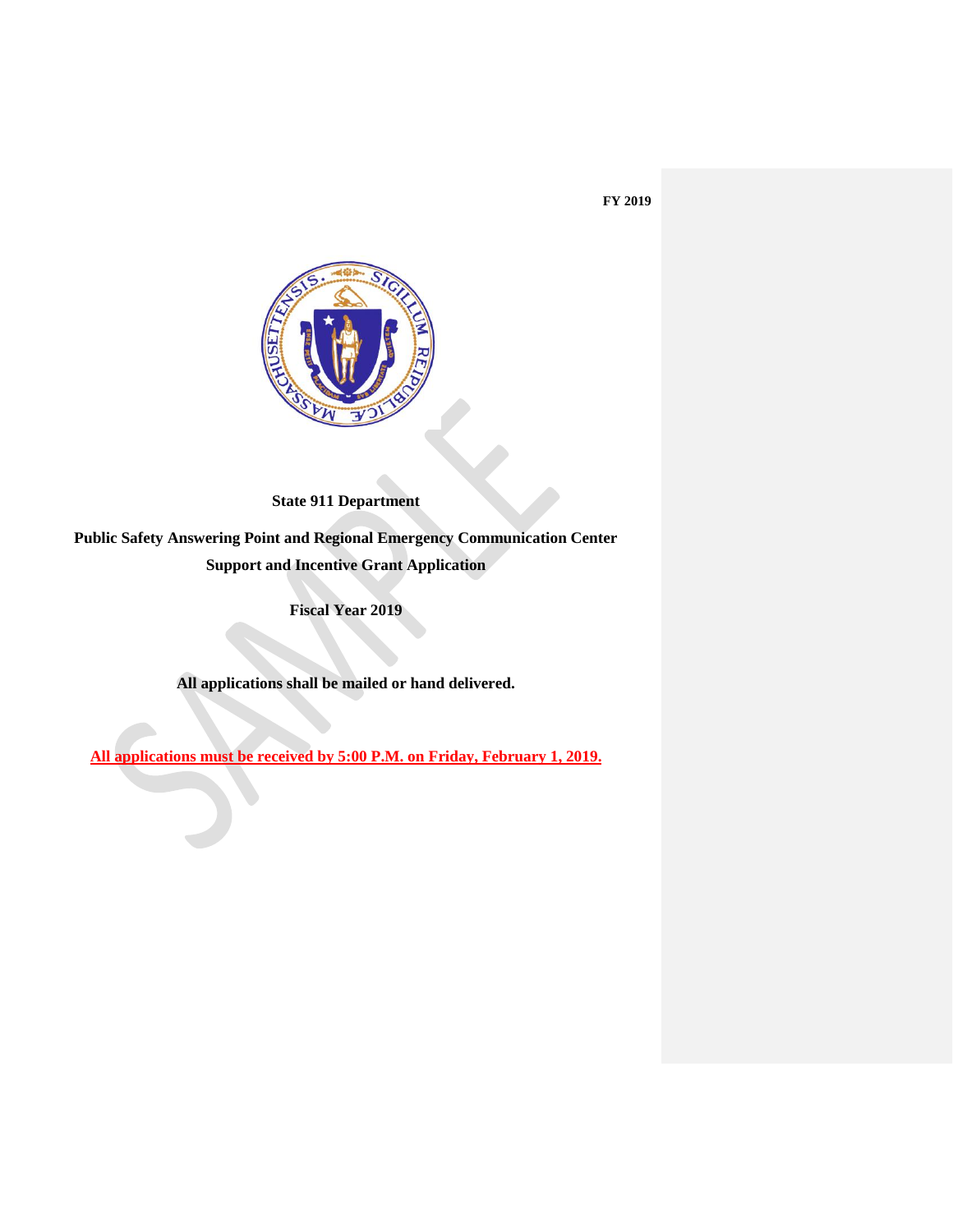FY 2019

**State 911 Department**

**Public Safety Answering Point and Regional Emergency Communication Center Support and Incentive Grant Application**

**Fiscal Year 2019**

**All applications shall be mailed or hand delivered.**

**All applications must be received by 5:00 P.M. on Friday, February 1, 2019.**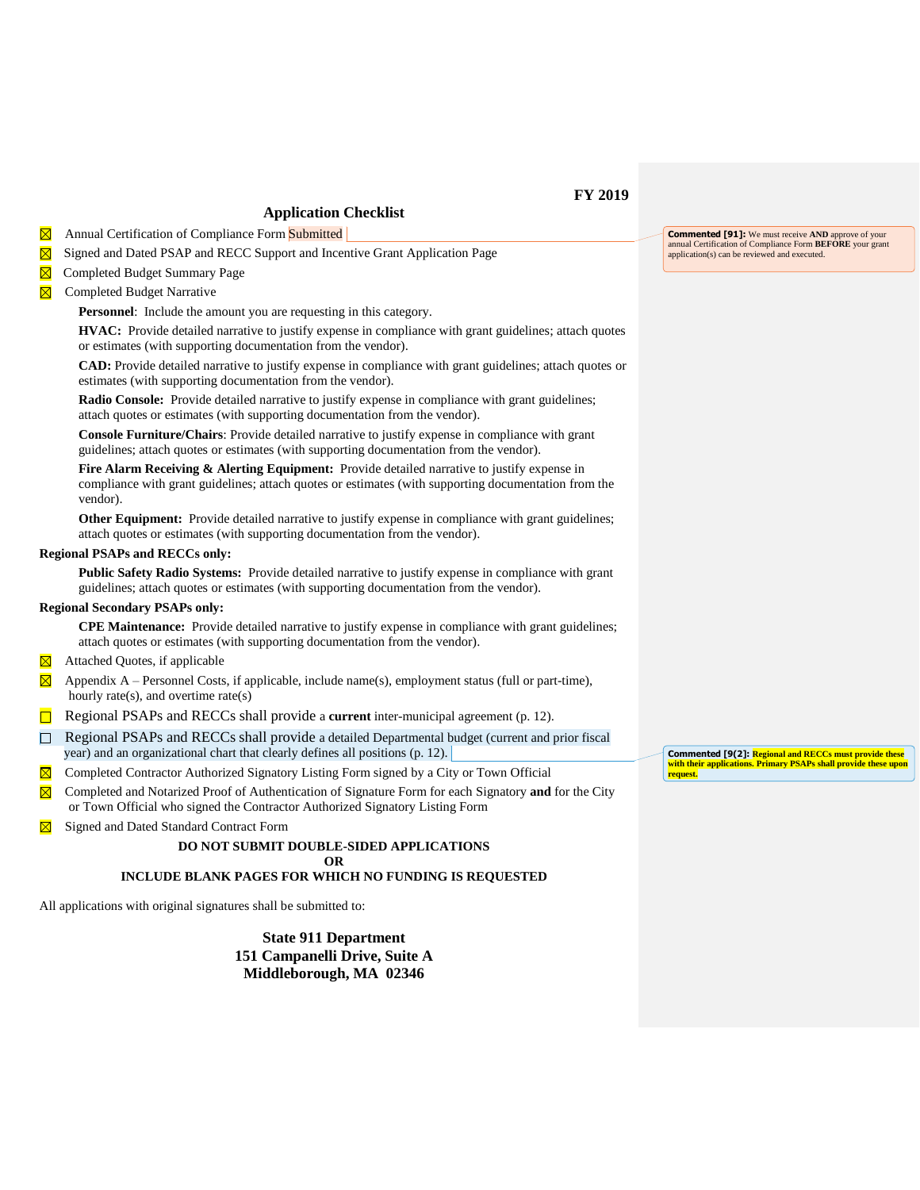FY 2019

## Application Checklist

- ☒ Annual Certification of Compliance Form Submitted
- ☒ Signed and Dated PSAP and RECC Support and Incentive Grant Application Page
- ☒ Completed Budget Summary Page
- ☒ Completed Budget Narrative

  **Personnel**: Include the amount you are requesting in this category.

  **HVAC:** Provide detailed narrative to justify expense in compliance with grant guidelines; attach quotes or estimates (with supporting documentation from the vendor).

  **CAD:** Provide detailed narrative to justify expense in compliance with grant guidelines; attach quotes or estimates (with supporting documentation from the vendor).

  **Radio Console:** Provide detailed narrative to justify expense in compliance with grant guidelines; attach quotes or estimates (with supporting documentation from the vendor).

  **Console Furniture/Chairs**: Provide detailed narrative to justify expense in compliance with grant guidelines; attach quotes or estimates (with supporting documentation from the vendor).

  **Fire Alarm Receiving & Alerting Equipment:** Provide detailed narrative to justify expense in compliance with grant guidelines; attach quotes or estimates (with supporting documentation from the vendor).

  **Other Equipment:** Provide detailed narrative to justify expense in compliance with grant guidelines; attach quotes or estimates (with supporting documentation from the vendor).

**Regional PSAPs and RECCs only:**

  **Public Safety Radio Systems:** Provide detailed narrative to justify expense in compliance with grant guidelines; attach quotes or estimates (with supporting documentation from the vendor).

**Regional Secondary PSAPs only:**

  **CPE Maintenance:** Provide detailed narrative to justify expense in compliance with grant guidelines; attach quotes or estimates (with supporting documentation from the vendor).

- ☒ Attached Quotes, if applicable
- ☒ Appendix A – Personnel Costs, if applicable, include name(s), employment status (full or part-time), hourly rate(s), and overtime rate(s)
- ☐ Regional PSAPs and RECCs shall provide a **current** inter-municipal agreement (p. 12).
- ☐ Regional PSAPs and RECCs shall provide a detailed Departmental budget (current and prior fiscal year) and an organizational chart that clearly defines all positions (p. 12).
- ☒ Completed Contractor Authorized Signatory Listing Form signed by a City or Town Official
- ☒ Completed and Notarized Proof of Authentication of Signature Form for each Signatory **and** for the City or Town Official who signed the Contractor Authorized Signatory Listing Form
- ☒ Signed and Dated Standard Contract Form

**DO NOT SUBMIT DOUBLE-SIDED APPLICATIONS**
**OR**
**INCLUDE BLANK PAGES FOR WHICH NO FUNDING IS REQUESTED**

All applications with original signatures shall be submitted to:

**State 911 Department**
**151 Campanelli Drive, Suite A**
**Middleborough, MA 02346**

**Commented [91]:** We must receive **AND** approve of your annual Certification of Compliance Form **BEFORE** your grant application(s) can be reviewed and executed.

**Commented [9(2]:** **Regional and RECCs must provide these with their applications. Primary PSAPs shall provide these upon request.**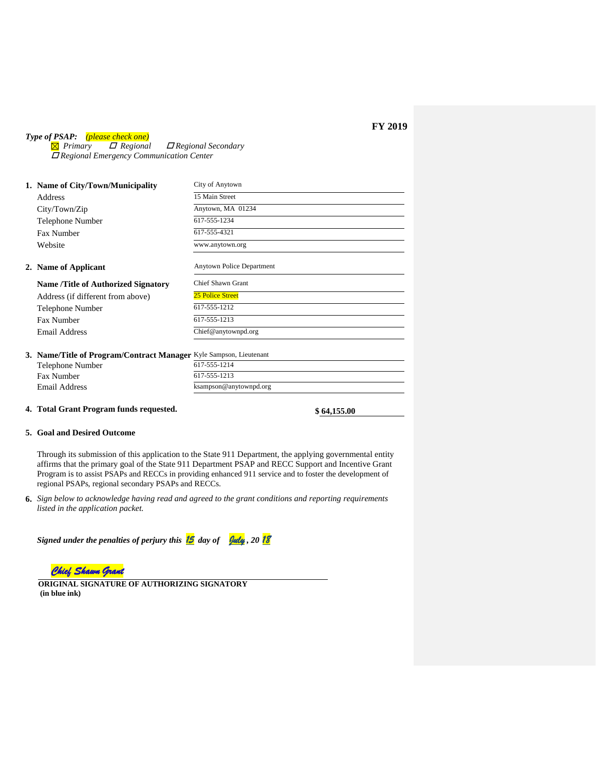**FY 2019**

***Type of PSAP:*** *(please check one)*

☒ *Primary* ☐ *Regional* ☐ *Regional Secondary*

☐ *Regional Emergency Communication Center*

| | |
|---|---|
| **1. Name of City/Town/Municipality** | City of Anytown |
| Address | 15 Main Street |
| City/Town/Zip | Anytown, MA 01234 |
| Telephone Number | 617-555-1234 |
| Fax Number | 617-555-4321 |
| Website | www.anytown.org |
| **2. Name of Applicant** | Anytown Police Department |
| **Name /Title of Authorized Signatory** | Chief Shawn Grant |
| Address (if different from above) | 25 Police Street |
| Telephone Number | 617-555-1212 |
| Fax Number | 617-555-1213 |
| Email Address | Chief@anytownpd.org |
| **3. Name/Title of Program/Contract Manager** | Kyle Sampson, Lieutenant |
| Telephone Number | 617-555-1214 |
| Fax Number | 617-555-1213 |
| Email Address | ksampson@anytownpd.org |

**4. Total Grant Program funds requested.** **$ 64,155.00**

**5. Goal and Desired Outcome**

Through its submission of this application to the State 911 Department, the applying governmental entity affirms that the primary goal of the State 911 Department PSAP and RECC Support and Incentive Grant Program is to assist PSAPs and RECCs in providing enhanced 911 service and to foster the development of regional PSAPs, regional secondary PSAPs and RECCs.

**6.** *Sign below to acknowledge having read and agreed to the grant conditions and reporting requirements listed in the application packet.*

***Signed under the penalties of perjury this 15 day of July , 20 18***

*Chief Shawn Grant*

**ORIGINAL SIGNATURE OF AUTHORIZING SIGNATORY (in blue ink)**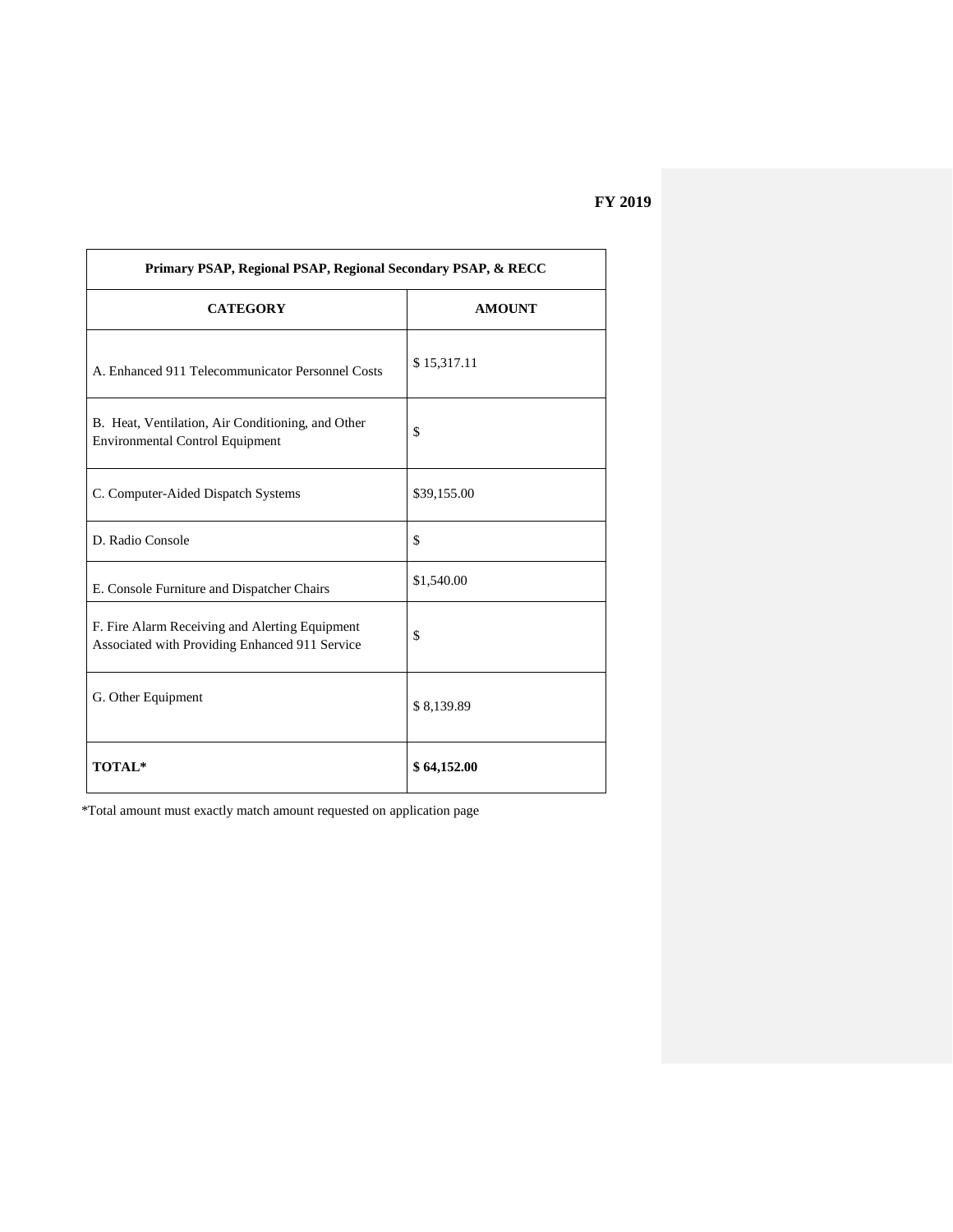**FY 2019**

| Primary PSAP, Regional PSAP, Regional Secondary PSAP, & RECC | |
|---|---|
| **CATEGORY** | **AMOUNT** |
| A. Enhanced 911 Telecommunicator Personnel Costs | $ 15,317.11 |
| B. Heat, Ventilation, Air Conditioning, and Other Environmental Control Equipment | $ |
| C. Computer-Aided Dispatch Systems | $39,155.00 |
| D. Radio Console | $ |
| E. Console Furniture and Dispatcher Chairs | $1,540.00 |
| F. Fire Alarm Receiving and Alerting Equipment Associated with Providing Enhanced 911 Service | $ |
| G. Other Equipment | $ 8,139.89 |
| **TOTAL*** | **$ 64,152.00** |

*Total amount must exactly match amount requested on application page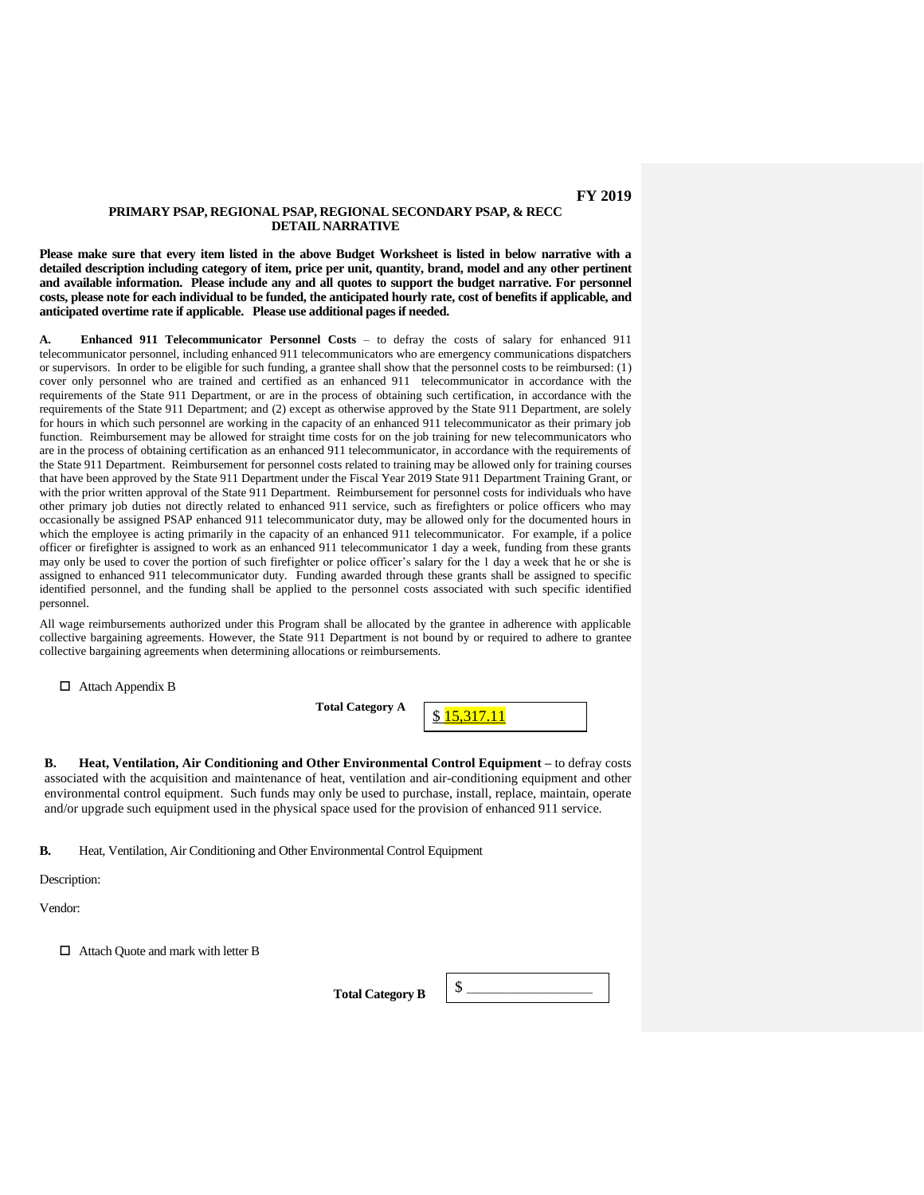**FY 2019**

**PRIMARY PSAP, REGIONAL PSAP, REGIONAL SECONDARY PSAP, & RECC DETAIL NARRATIVE**

**Please make sure that every item listed in the above Budget Worksheet is listed in below narrative with a detailed description including category of item, price per unit, quantity, brand, model and any other pertinent and available information. Please include any and all quotes to support the budget narrative. For personnel costs, please note for each individual to be funded, the anticipated hourly rate, cost of benefits if applicable, and anticipated overtime rate if applicable. Please use additional pages if needed.**

**A. Enhanced 911 Telecommunicator Personnel Costs** – to defray the costs of salary for enhanced 911 telecommunicator personnel, including enhanced 911 telecommunicators who are emergency communications dispatchers or supervisors. In order to be eligible for such funding, a grantee shall show that the personnel costs to be reimbursed: (1) cover only personnel who are trained and certified as an enhanced 911 telecommunicator in accordance with the requirements of the State 911 Department, or are in the process of obtaining such certification, in accordance with the requirements of the State 911 Department; and (2) except as otherwise approved by the State 911 Department, are solely for hours in which such personnel are working in the capacity of an enhanced 911 telecommunicator as their primary job function. Reimbursement may be allowed for straight time costs for on the job training for new telecommunicators who are in the process of obtaining certification as an enhanced 911 telecommunicator, in accordance with the requirements of the State 911 Department. Reimbursement for personnel costs related to training may be allowed only for training courses that have been approved by the State 911 Department under the Fiscal Year 2019 State 911 Department Training Grant, or with the prior written approval of the State 911 Department. Reimbursement for personnel costs for individuals who have other primary job duties not directly related to enhanced 911 service, such as firefighters or police officers who may occasionally be assigned PSAP enhanced 911 telecommunicator duty, may be allowed only for the documented hours in which the employee is acting primarily in the capacity of an enhanced 911 telecommunicator. For example, if a police officer or firefighter is assigned to work as an enhanced 911 telecommunicator 1 day a week, funding from these grants may only be used to cover the portion of such firefighter or police officer's salary for the 1 day a week that he or she is assigned to enhanced 911 telecommunicator duty. Funding awarded through these grants shall be assigned to specific identified personnel, and the funding shall be applied to the personnel costs associated with such specific identified personnel.

All wage reimbursements authorized under this Program shall be allocated by the grantee in adherence with applicable collective bargaining agreements. However, the State 911 Department is not bound by or required to adhere to grantee collective bargaining agreements when determining allocations or reimbursements.

☐ Attach Appendix B

**Total Category A** $ 15,317.11

**B. Heat, Ventilation, Air Conditioning and Other Environmental Control Equipment –** to defray costs associated with the acquisition and maintenance of heat, ventilation and air-conditioning equipment and other environmental control equipment. Such funds may only be used to purchase, install, replace, maintain, operate and/or upgrade such equipment used in the physical space used for the provision of enhanced 911 service.

**B.** Heat, Ventilation, Air Conditioning and Other Environmental Control Equipment

Description:

Vendor:

☐ Attach Quote and mark with letter B

**Total Category B** $ ________________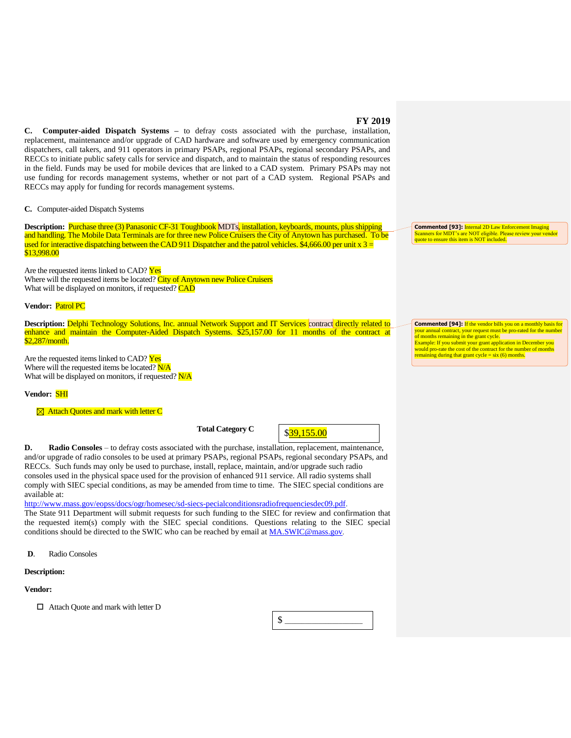**FY 2019**

**C. Computer-aided Dispatch Systems** – to defray costs associated with the purchase, installation, replacement, maintenance and/or upgrade of CAD hardware and software used by emergency communication dispatchers, call takers, and 911 operators in primary PSAPs, regional PSAPs, regional secondary PSAPs, and RECCs to initiate public safety calls for service and dispatch, and to maintain the status of responding resources in the field. Funds may be used for mobile devices that are linked to a CAD system. Primary PSAPs may not use funding for records management systems, whether or not part of a CAD system. Regional PSAPs and RECCs may apply for funding for records management systems.

**C.** Computer-aided Dispatch Systems

**Description:** Purchase three (3) Panasonic CF-31 Toughbook MDTs, installation, keyboards, mounts, plus shipping and handling. The Mobile Data Terminals are for three new Police Cruisers the City of Anytown has purchased. To be used for interactive dispatching between the CAD 911 Dispatcher and the patrol vehicles. $4,666.00 per unit x 3 = $13,998.00

> **Commented [93]:** Internal 2D Law Enforcement Imaging Scanners for MDT's are NOT eligible. Please review your vendor quote to ensure this item is NOT included.

Are the requested items linked to CAD? Yes
Where will the requested items be located? City of Anytown new Police Cruisers
What will be displayed on monitors, if requested? CAD

**Vendor:** Patrol PC

**Description:** Delphi Technology Solutions, Inc. annual Network Support and IT Services contract directly related to enhance and maintain the Computer-Aided Dispatch Systems. $25,157.00 for 11 months of the contract at $2,287/month.

> **Commented [94]:** If the vendor bills you on a monthly basis for your annual contract, your request must be pro-rated for the number of months remaining in the grant cycle.
> Example: If you submit your grant application in December you would pro-rate the cost of the contract for the number of months remaining during that grant cycle = six (6) months.

Are the requested items linked to CAD? Yes
Where will the requested items be located? N/A
What will be displayed on monitors, if requested? N/A

**Vendor:** SHI

☒ Attach Quotes and mark with letter C

**Total Category C** $39,155.00

**D. Radio Consoles** – to defray costs associated with the purchase, installation, replacement, maintenance, and/or upgrade of radio consoles to be used at primary PSAPs, regional PSAPs, regional secondary PSAPs, and RECCs. Such funds may only be used to purchase, install, replace, maintain, and/or upgrade such radio consoles used in the physical space used for the provision of enhanced 911 service. All radio systems shall comply with SIEC special conditions, as may be amended from time to time. The SIEC special conditions are available at:
http://www.mass.gov/eopss/docs/ogr/homesec/sd-siecs-pecialconditionsradiofrequenciesdec09.pdf.
The State 911 Department will submit requests for such funding to the SIEC for review and confirmation that the requested item(s) comply with the SIEC special conditions. Questions relating to the SIEC special conditions should be directed to the SWIC who can be reached by email at MA.SWIC@mass.gov.

**D.** Radio Consoles

**Description:**

**Vendor:**

☐ Attach Quote and mark with letter D

$ ________________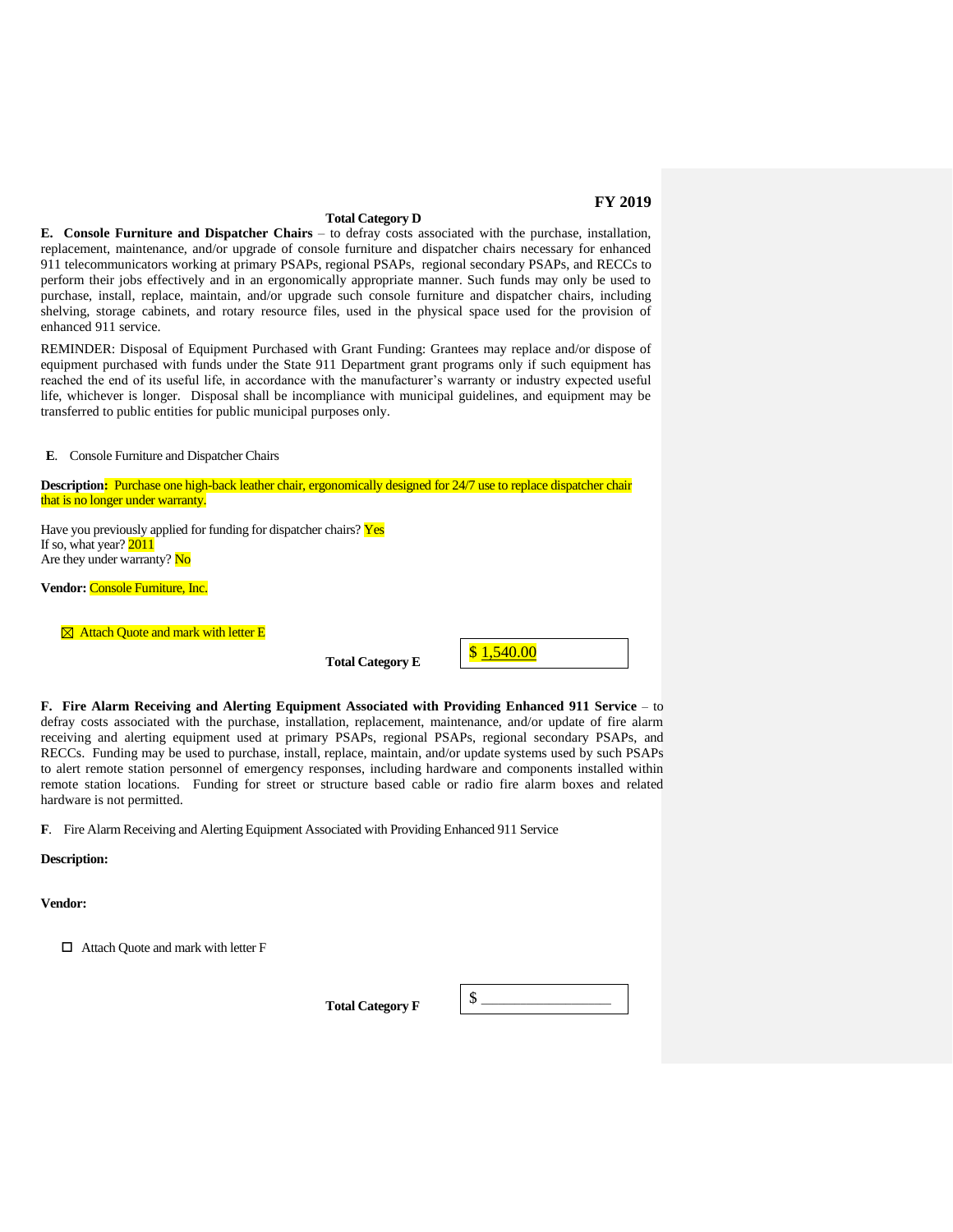**Total Category D**

**E. Console Furniture and Dispatcher Chairs** – to defray costs associated with the purchase, installation, replacement, maintenance, and/or upgrade of console furniture and dispatcher chairs necessary for enhanced 911 telecommunicators working at primary PSAPs, regional PSAPs, regional secondary PSAPs, and RECCs to perform their jobs effectively and in an ergonomically appropriate manner. Such funds may only be used to purchase, install, replace, maintain, and/or upgrade such console furniture and dispatcher chairs, including shelving, storage cabinets, and rotary resource files, used in the physical space used for the provision of enhanced 911 service.

REMINDER: Disposal of Equipment Purchased with Grant Funding: Grantees may replace and/or dispose of equipment purchased with funds under the State 911 Department grant programs only if such equipment has reached the end of its useful life, in accordance with the manufacturer's warranty or industry expected useful life, whichever is longer. Disposal shall be incompliance with municipal guidelines, and equipment may be transferred to public entities for public municipal purposes only.

**E**. Console Furniture and Dispatcher Chairs

**Description:** Purchase one high-back leather chair, ergonomically designed for 24/7 use to replace dispatcher chair that is no longer under warranty.

Have you previously applied for funding for dispatcher chairs? Yes
If so, what year? 2011
Are they under warranty? No

**Vendor:** Console Furniture, Inc.

☒ Attach Quote and mark with letter E

**Total Category E** $ 1,540.00

**F. Fire Alarm Receiving and Alerting Equipment Associated with Providing Enhanced 911 Service** – to defray costs associated with the purchase, installation, replacement, maintenance, and/or update of fire alarm receiving and alerting equipment used at primary PSAPs, regional PSAPs, regional secondary PSAPs, and RECCs. Funding may be used to purchase, install, replace, maintain, and/or update systems used by such PSAPs to alert remote station personnel of emergency responses, including hardware and components installed within remote station locations. Funding for street or structure based cable or radio fire alarm boxes and related hardware is not permitted.

**F**. Fire Alarm Receiving and Alerting Equipment Associated with Providing Enhanced 911 Service

**Description:**

**Vendor:**

☐ Attach Quote and mark with letter F

**Total Category F** $ ________________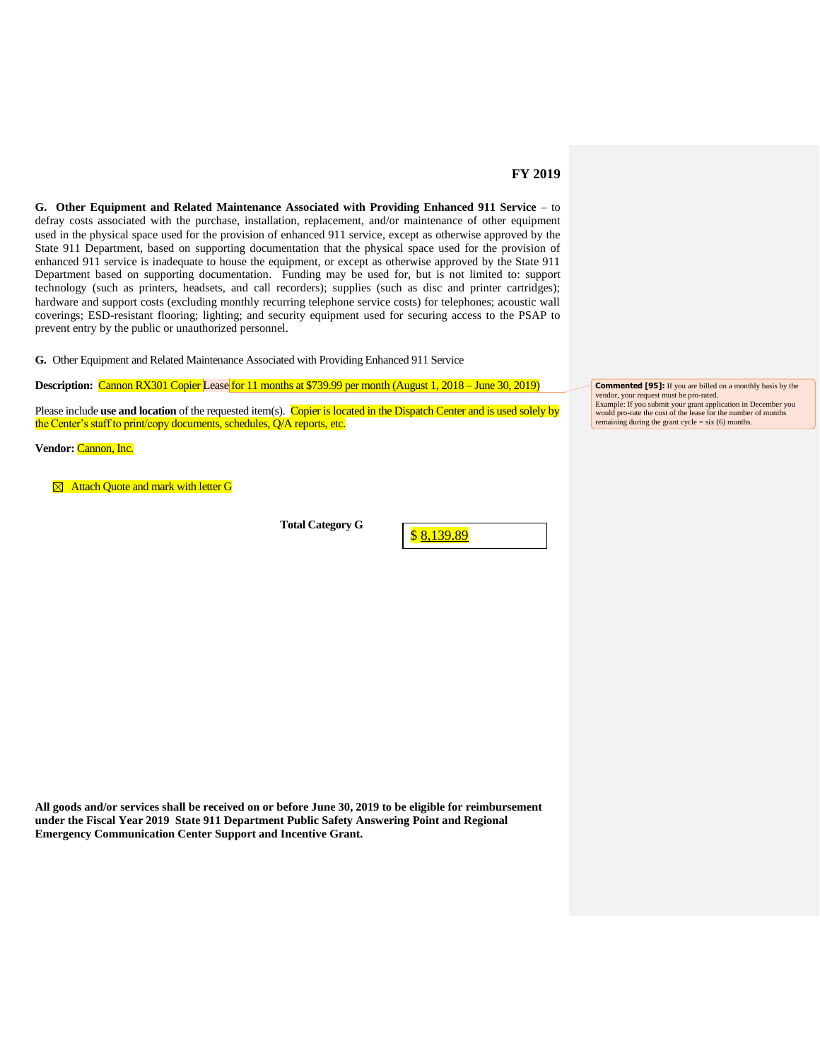**FY 2019**

**G. Other Equipment and Related Maintenance Associated with Providing Enhanced 911 Service** – to defray costs associated with the purchase, installation, replacement, and/or maintenance of other equipment used in the physical space used for the provision of enhanced 911 service, except as otherwise approved by the State 911 Department, based on supporting documentation that the physical space used for the provision of enhanced 911 service is inadequate to house the equipment, or except as otherwise approved by the State 911 Department based on supporting documentation. Funding may be used for, but is not limited to: support technology (such as printers, headsets, and call recorders); supplies (such as disc and printer cartridges); hardware and support costs (excluding monthly recurring telephone service costs) for telephones; acoustic wall coverings; ESD-resistant flooring; lighting; and security equipment used for securing access to the PSAP to prevent entry by the public or unauthorized personnel.

**G.** Other Equipment and Related Maintenance Associated with Providing Enhanced 911 Service

**Description:** Cannon RX301 Copier Lease for 11 months at $739.99 per month (August 1, 2018 – June 30, 2019)

Please include **use and location** of the requested item(s). Copier is located in the Dispatch Center and is used solely by the Center's staff to print/copy documents, schedules, Q/A reports, etc.

**Vendor:** Cannon, Inc.

☒ Attach Quote and mark with letter G

**Total Category G** $ 8,139.89

**All goods and/or services shall be received on or before June 30, 2019 to be eligible for reimbursement under the Fiscal Year 2019 State 911 Department Public Safety Answering Point and Regional Emergency Communication Center Support and Incentive Grant.**

**Commented [95]:** If you are billed on a monthly basis by the vendor, your request must be pro-rated.
Example: If you submit your grant application in December you would pro-rate the cost of the lease for the number of months remaining during the grant cycle = six (6) months.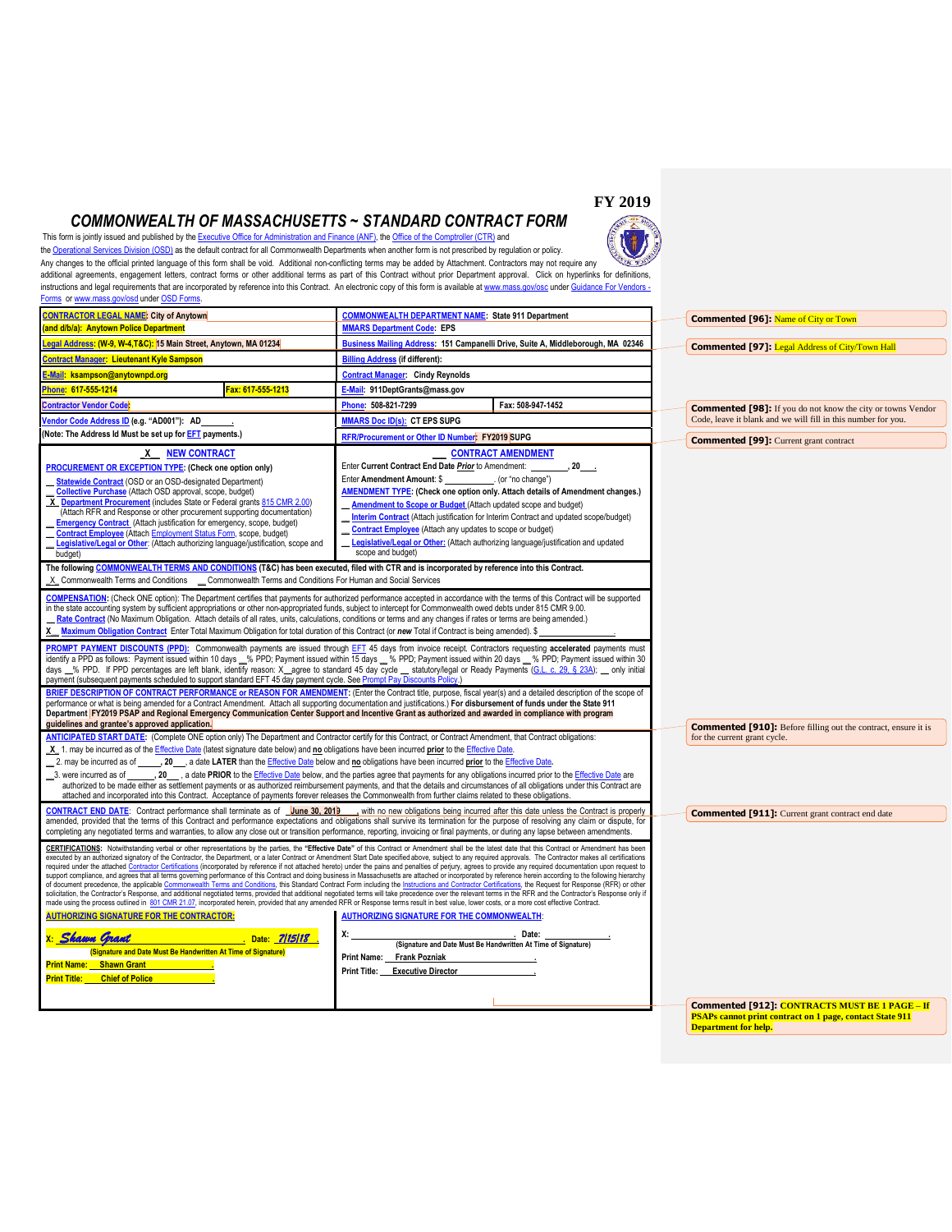# FY 2019

## COMMONWEALTH OF MASSACHUSETTS ~ STANDARD CONTRACT FORM

This form is jointly issued and published by the Executive Office for Administration and Finance (ANF), the Office of the Comptroller (CTR) and the Operational Services Division (OSD) as the default contract for all Commonwealth Departments when another form is not prescribed by regulation or policy. Any changes to the official printed language of this form shall be void. Additional non-conflicting terms may be added by Attachment. Contractors may not require any additional agreements, engagement letters, contract forms or other additional terms as part of this Contract without prior Department approval. Click on hyperlinks for definitions, instructions and legal requirements that are incorporated by reference into this Contract. An electronic copy of this form is available at www.mass.gov/osc under Guidance For Vendors - Forms or www.mass.gov/osd under OSD Forms.

| | | | |
|---|---|---|---|
| **CONTRACTOR LEGAL NAME: City of Anytown** | | **COMMONWEALTH DEPARTMENT NAME: State 911 Department** | |
| **(and d/b/a): Anytown Police Department** | | **MMARS Department Code: EPS** | |
| **Legal Address: (W-9, W-4,T&C): 15 Main Street, Anytown, MA 01234** | | **Business Mailing Address: 151 Campanelli Drive, Suite A, Middleborough, MA 02346** | |
| **Contract Manager: Lieutenant Kyle Sampson** | | **Billing Address (if different):** | |
| **E-Mail: ksampson@anytownpd.org** | | **Contract Manager: Cindy Reynolds** | |
| **Phone: 617-555-1214** | **Fax: 617-555-1213** | **E-Mail: 911DeptGrants@mass.gov** | |
| **Contractor Vendor Code:** | | **Phone: 508-821-7299** | **Fax: 508-947-1452** |
| **Vendor Code Address ID (e.g. "AD001"): AD\_\_\_\_\_\_** | | **MMARS Doc ID(s): CT EPS SUPG** | |
| **(Note: The Address Id Must be set up for EFT payments.)** | | **RFR/Procurement or Other ID Number: FY2019 SUPG** | |

**\_X\_ NEW CONTRACT**

**PROCUREMENT OR EXCEPTION TYPE: (Check one option only)**

- \_\_ Statewide Contract (OSD or an OSD-designated Department)
- \_\_ Collective Purchase (Attach OSD approval, scope, budget)
- \_X\_ Department Procurement (includes State or Federal grants 815 CMR 2.00) (Attach RFR and Response or other procurement supporting documentation)
- \_\_ Emergency Contract (Attach justification for emergency, scope, budget)
- \_\_ Contract Employee (Attach Employment Status Form, scope, budget)
- \_\_ Legislative/Legal or Other: (Attach authorizing language/justification, scope and budget)

**\_\_ CONTRACT AMENDMENT**

Enter Current Contract End Date *Prior* to Amendment: \_\_\_\_\_\_\_\_, 20\_\_\_.

Enter Amendment Amount: $ \_\_\_\_\_\_\_\_\_\_\_. (or "no change")

**AMENDMENT TYPE: (Check one option only. Attach details of Amendment changes.)**

- \_\_ Amendment to Scope or Budget (Attach updated scope and budget)
- \_\_ Interim Contract (Attach justification for Interim Contract and updated scope/budget)
- \_\_ Contract Employee (Attach any updates to scope or budget)
- \_\_ Legislative/Legal or Other: (Attach authorizing language/justification and updated scope and budget)

**The following COMMONWEALTH TERMS AND CONDITIONS (T&C) has been executed, filed with CTR and is incorporated by reference into this Contract.**

\_X\_ Commonwealth Terms and Conditions \_\_ Commonwealth Terms and Conditions For Human and Social Services

**COMPENSATION:** (Check ONE option): The Department certifies that payments for authorized performance accepted in accordance with the terms of this Contract will be supported in the state accounting system by sufficient appropriations or other non-appropriated funds, subject to intercept for Commonwealth owed debts under 815 CMR 9.00.

\_\_ Rate Contract (No Maximum Obligation. Attach details of all rates, units, calculations, conditions or terms and any changes if rates or terms are being amended.)

\_X\_ Maximum Obligation Contract Enter Total Maximum Obligation for total duration of this Contract (or *new* Total if Contract is being amended). $ \_\_\_\_\_\_\_\_\_\_\_\_\_\_\_\_\_\_.

**PROMPT PAYMENT DISCOUNTS (PPD):** Commonwealth payments are issued through EFT 45 days from invoice receipt. Contractors requesting **accelerated** payments must identify a PPD as follows: Payment issued within 10 days \_\_% PPD; Payment issued within 15 days \_\_ % PPD; Payment issued within 20 days \_\_ % PPD; Payment issued within 30 days \_\_% PPD. If PPD percentages are left blank, identify reason: X\_\_agree to standard 45 day cycle \_\_ statutory/legal or Ready Payments (G.L. c. 29, § 23A); \_\_ only initial payment (subsequent payments scheduled to support standard EFT 45 day payment cycle. See Prompt Pay Discounts Policy.)

**BRIEF DESCRIPTION OF CONTRACT PERFORMANCE or REASON FOR AMENDMENT:** (Enter the Contract title, purpose, fiscal year(s) and a detailed description of the scope of performance or what is being amended for a Contract Amendment. Attach all supporting documentation and justifications.) **For disbursement of funds under the State 911 Department FY2019 PSAP and Regional Emergency Communication Center Support and Incentive Grant as authorized and awarded in compliance with program guidelines and grantee's approved application.**

**ANTICIPATED START DATE:** (Complete ONE option only) The Department and Contractor certify for this Contract, or Contract Amendment, that Contract obligations:

- \_X\_ 1. may be incurred as of the Effective Date (latest signature date below) and **no** obligations have been incurred **prior** to the Effective Date.
- \_\_ 2. may be incurred as of \_\_\_\_\_\_, 20\_\_\_, a date **LATER** than the Effective Date below and **no** obligations have been incurred **prior** to the Effective Date.
- \_\_3. were incurred as of \_\_\_\_\_\_, 20\_\_\_, a date **PRIOR** to the Effective Date below, and the parties agree that payments for any obligations incurred prior to the Effective Date are authorized to be made either as settlement payments or as authorized reimbursement payments, and that the details and circumstances of all obligations under this Contract are attached and incorporated into this Contract. Acceptance of payments forever releases the Commonwealth from further claims related to these obligations.

**CONTRACT END DATE:** Contract performance shall terminate as of \_June 30, 2019\_\_\_, with no new obligations being incurred after this date unless the Contract is properly amended, provided that the terms of this Contract and performance expectations and obligations shall survive its termination for the purpose of resolving any claim or dispute, for completing any negotiated terms and warranties, to allow any close out or transition performance, reporting, invoicing or final payments, or during any lapse between amendments.

**CERTIFICATIONS:** Notwithstanding verbal or other representations by the parties, the **"Effective Date"** of this Contract or Amendment shall be the latest date that this Contract or Amendment has been executed by an authorized signatory of the Contractor, the Department, or a later Contract or Amendment Start Date specified above, subject to any required approvals. The Contractor makes all certifications required under the attached Contractor Certifications (incorporated by reference if not attached hereto) under the pains and penalties of perjury, agrees to provide any required documentation upon request to support compliance, and agrees that all terms governing performance of this Contract and doing business in Massachusetts are attached or incorporated by reference herein according to the following hierarchy of document precedence, the applicable Commonwealth Terms and Conditions, this Standard Contract Form including the Instructions and Contractor Certifications, the Request for Response (RFR) or other solicitation, the Contractor's Response, and additional negotiated terms, provided that additional negotiated terms will take precedence over the relevant terms in the RFR and the Contractor's Response only if made using the process outlined in 801 CMR 21.07, incorporated herein, provided that any amended RFR or Response terms result in best value, lower costs, or a more cost effective Contract.

| AUTHORIZING SIGNATURE FOR THE CONTRACTOR: | AUTHORIZING SIGNATURE FOR THE COMMONWEALTH: |
|---|---|
| X: *Shawn Grant* Date: *7/15/18* | X: \_\_\_\_\_\_\_\_\_\_\_\_\_\_\_\_\_\_\_\_\_\_\_\_ Date: \_\_\_\_\_\_\_\_\_\_ |
| (Signature and Date Must Be Handwritten At Time of Signature) | (Signature and Date Must Be Handwritten At Time of Signature) |
| Print Name: Shawn Grant | Print Name: Frank Pozniak |
| Print Title: Chief of Police | Print Title: Executive Director |

**Commented [96]:** Name of City or Town

**Commented [97]:** Legal Address of City/Town Hall

**Commented [98]:** If you do not know the city or towns Vendor Code, leave it blank and we will fill in this number for you.

**Commented [99]:** Current grant contract

**Commented [910]:** Before filling out the contract, ensure it is for the current grant cycle.

**Commented [911]:** Current grant contract end date

**Commented [912]: CONTRACTS MUST BE 1 PAGE – If PSAPs cannot print contract on 1 page, contact State 911 Department for help.**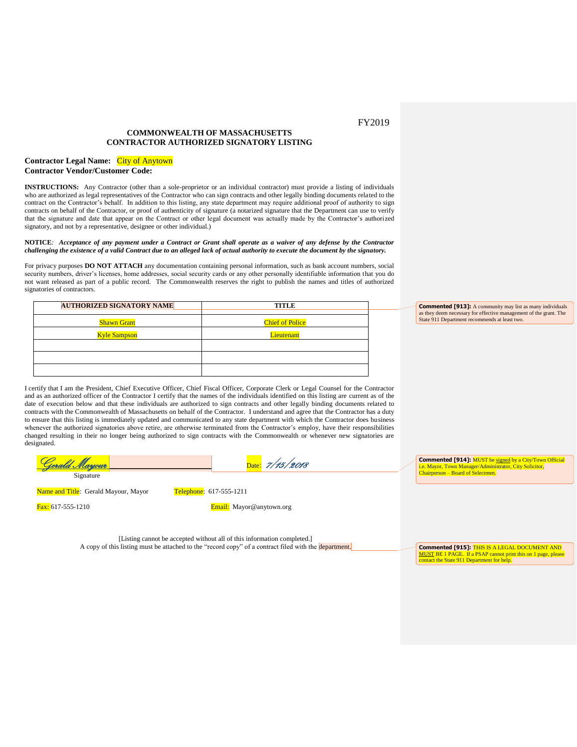FY2019

**COMMONWEALTH OF MASSACHUSETTS**
**CONTRACTOR AUTHORIZED SIGNATORY LISTING**

**Contractor Legal Name:** City of Anytown
**Contractor Vendor/Customer Code:**

**INSTRUCTIONS:** Any Contractor (other than a sole-proprietor or an individual contractor) must provide a listing of individuals who are authorized as legal representatives of the Contractor who can sign contracts and other legally binding documents related to the contract on the Contractor's behalf. In addition to this listing, any state department may require additional proof of authority to sign contracts on behalf of the Contractor, or proof of authenticity of signature (a notarized signature that the Department can use to verify that the signature and date that appear on the Contract or other legal document was actually made by the Contractor's authorized signatory, and not by a representative, designee or other individual.)

**NOTICE***:* ***Acceptance of any payment under a Contract or Grant shall operate as a waiver of any defense by the Contractor challenging the existence of a valid Contract due to an alleged lack of actual authority to execute the document by the signatory.***

For privacy purposes **DO NOT ATTACH** any documentation containing personal information, such as bank account numbers, social security numbers, driver's licenses, home addresses, social security cards or any other personally identifiable information that you do not want released as part of a public record. The Commonwealth reserves the right to publish the names and titles of authorized signatories of contractors.

| AUTHORIZED SIGNATORY NAME | TITLE |
|---|---|
| Shawn Grant | Chief of Police |
| Kyle Sampson | Lieutenant |
| | |
| | |
| | |

**Commented [913]:** A community may list as many individuals as they deem necessary for effective management of the grant. The State 911 Department recommends at least two.

I certify that I am the President, Chief Executive Officer, Chief Fiscal Officer, Corporate Clerk or Legal Counsel for the Contractor and as an authorized officer of the Contractor I certify that the names of the individuals identified on this listing are current as of the date of execution below and that these individuals are authorized to sign contracts and other legally binding documents related to contracts with the Commonwealth of Massachusetts on behalf of the Contractor. I understand and agree that the Contractor has a duty to ensure that this listing is immediately updated and communicated to any state department with which the Contractor does business whenever the authorized signatories above retire, are otherwise terminated from the Contractor's employ, have their responsibilities changed resulting in their no longer being authorized to sign contracts with the Commonwealth or whenever new signatories are designated.

*Gerald Mayour* Date: *7/15/2018*
Signature

**Commented [914]:** MUST be signed by a City/Town Official i.e. Mayor, Town Manager/Administrator, City Solicitor, Chairperson – Board of Selectmen.

Name and Title: Gerald Mayour, Mayor Telephone: 617-555-1211

Fax: 617-555-1210 Email: Mayor@anytown.org

[Listing cannot be accepted without all of this information completed.]
A copy of this listing must be attached to the "record copy" of a contract filed with the department.

**Commented [915]:** THIS IS A LEGAL DOCUMENT AND MUST BE 1 PAGE. If a PSAP cannot print this on 1 page, please contact the State 911 Department for help.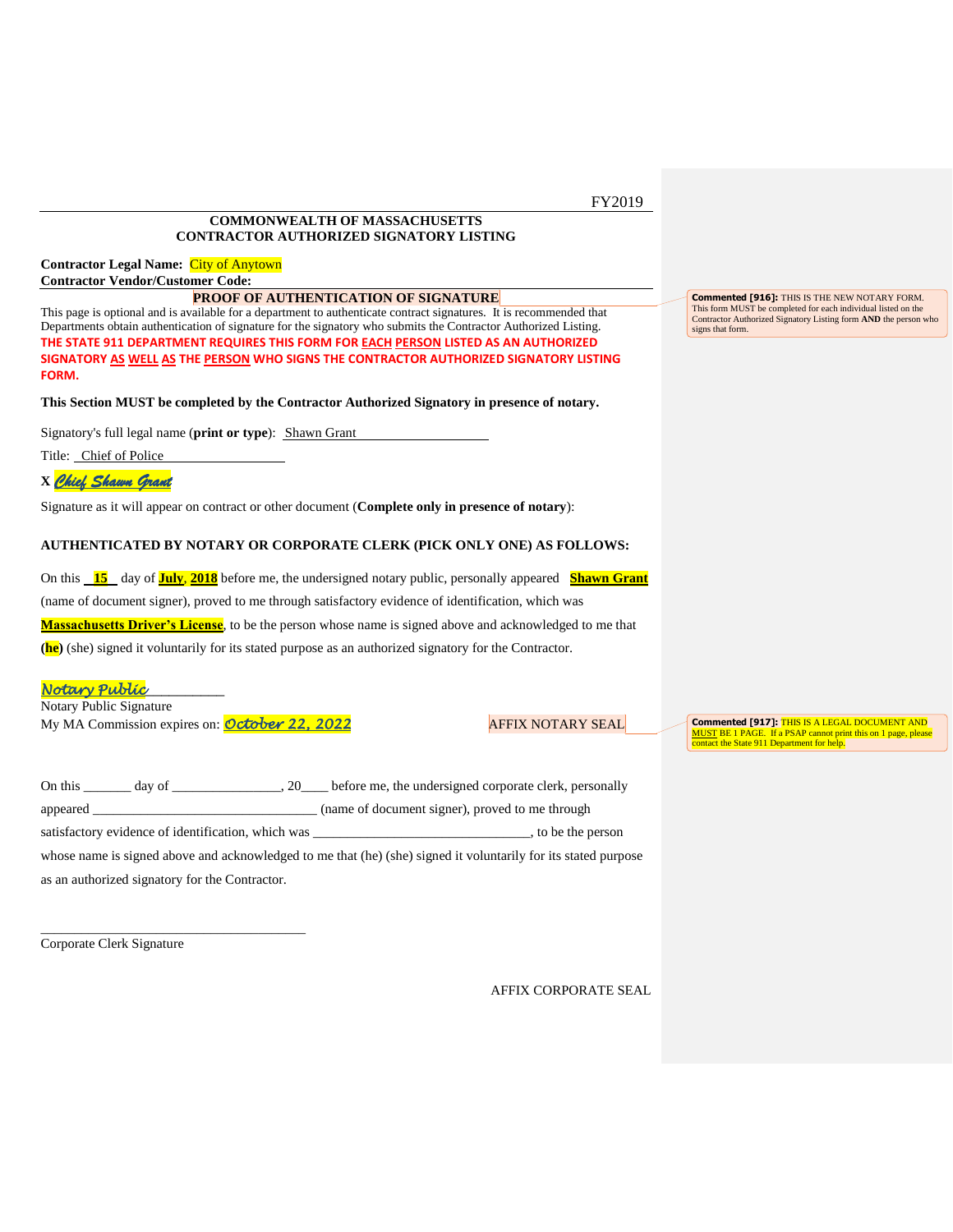FY2019

**COMMONWEALTH OF MASSACHUSETTS**
**CONTRACTOR AUTHORIZED SIGNATORY LISTING**

**Contractor Legal Name:** City of Anytown
**Contractor Vendor/Customer Code:**

**PROOF OF AUTHENTICATION OF SIGNATURE**

This page is optional and is available for a department to authenticate contract signatures. It is recommended that Departments obtain authentication of signature for the signatory who submits the Contractor Authorized Listing.
**THE STATE 911 DEPARTMENT REQUIRES THIS FORM FOR EACH PERSON LISTED AS AN AUTHORIZED SIGNATORY AS WELL AS THE PERSON WHO SIGNS THE CONTRACTOR AUTHORIZED SIGNATORY LISTING FORM.**

**This Section MUST be completed by the Contractor Authorized Signatory in presence of notary.**

Signatory's full legal name (**print or type**): Shawn Grant

Title: Chief of Police

**X** *Chief Shawn Grant*

Signature as it will appear on contract or other document (**Complete only in presence of notary**):

**AUTHENTICATED BY NOTARY OR CORPORATE CLERK (PICK ONLY ONE) AS FOLLOWS:**

On this **15** day of **July**, **2018** before me, the undersigned notary public, personally appeared **Shawn Grant** (name of document signer), proved to me through satisfactory evidence of identification, which was **Massachusetts Driver's License**, to be the person whose name is signed above and acknowledged to me that **(he)** (she) signed it voluntarily for its stated purpose as an authorized signatory for the Contractor.

*Notary Public*
Notary Public Signature
My MA Commission expires on: *October 22, 2022*

AFFIX NOTARY SEAL

On this _______ day of ________________, 20____ before me, the undersigned corporate clerk, personally appeared ________________________________ (name of document signer), proved to me through satisfactory evidence of identification, which was ________________________________, to be the person whose name is signed above and acknowledged to me that (he) (she) signed it voluntarily for its stated purpose as an authorized signatory for the Contractor.

______________________________________
Corporate Clerk Signature

AFFIX CORPORATE SEAL

**Commented [916]:** THIS IS THE NEW NOTARY FORM. This form MUST be completed for each individual listed on the Contractor Authorized Signatory Listing form **AND** the person who signs that form.

**Commented [917]:** THIS IS A LEGAL DOCUMENT AND MUST BE 1 PAGE. If a PSAP cannot print this on 1 page, please contact the State 911 Department for help.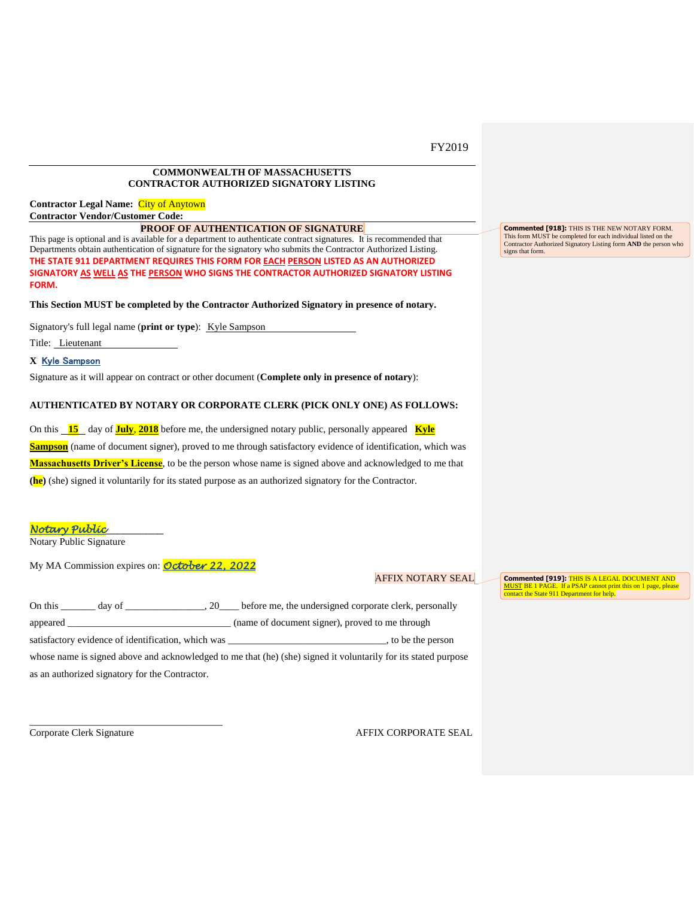FY2019

## COMMONWEALTH OF MASSACHUSETTS
## CONTRACTOR AUTHORIZED SIGNATORY LISTING

**Contractor Legal Name:** City of Anytown
**Contractor Vendor/Customer Code:**

### PROOF OF AUTHENTICATION OF SIGNATURE

This page is optional and is available for a department to authenticate contract signatures. It is recommended that Departments obtain authentication of signature for the signatory who submits the Contractor Authorized Listing.

**THE STATE 911 DEPARTMENT REQUIRES THIS FORM FOR EACH PERSON LISTED AS AN AUTHORIZED SIGNATORY AS WELL AS THE PERSON WHO SIGNS THE CONTRACTOR AUTHORIZED SIGNATORY LISTING FORM.**

**This Section MUST be completed by the Contractor Authorized Signatory in presence of notary.**

Signatory's full legal name (**print or type**): Kyle Sampson

Title: Lieutenant

**X** Kyle Sampson

Signature as it will appear on contract or other document (**Complete only in presence of notary**):

**AUTHENTICATED BY NOTARY OR CORPORATE CLERK (PICK ONLY ONE) AS FOLLOWS:**

On this **15** day of **July**, **2018** before me, the undersigned notary public, personally appeared **Kyle Sampson** (name of document signer), proved to me through satisfactory evidence of identification, which was **Massachusetts Driver's License**, to be the person whose name is signed above and acknowledged to me that **(he)** (she) signed it voluntarily for its stated purpose as an authorized signatory for the Contractor.

*Notary Public*__________
Notary Public Signature

My MA Commission expires on: *October 22, 2022*

AFFIX NOTARY SEAL

On this _______ day of ________________, 20____ before me, the undersigned corporate clerk, personally appeared ________________________________ (name of document signer), proved to me through satisfactory evidence of identification, which was ________________________________, to be the person whose name is signed above and acknowledged to me that (he) (she) signed it voluntarily for its stated purpose as an authorized signatory for the Contractor.

______________________________________
Corporate Clerk Signature

AFFIX CORPORATE SEAL

**Commented [918]:** THIS IS THE NEW NOTARY FORM. This form MUST be completed for each individual listed on the Contractor Authorized Signatory Listing form **AND** the person who signs that form.

**Commented [919]:** THIS IS A LEGAL DOCUMENT AND MUST BE 1 PAGE. If a PSAP cannot print this on 1 page, please contact the State 911 Department for help.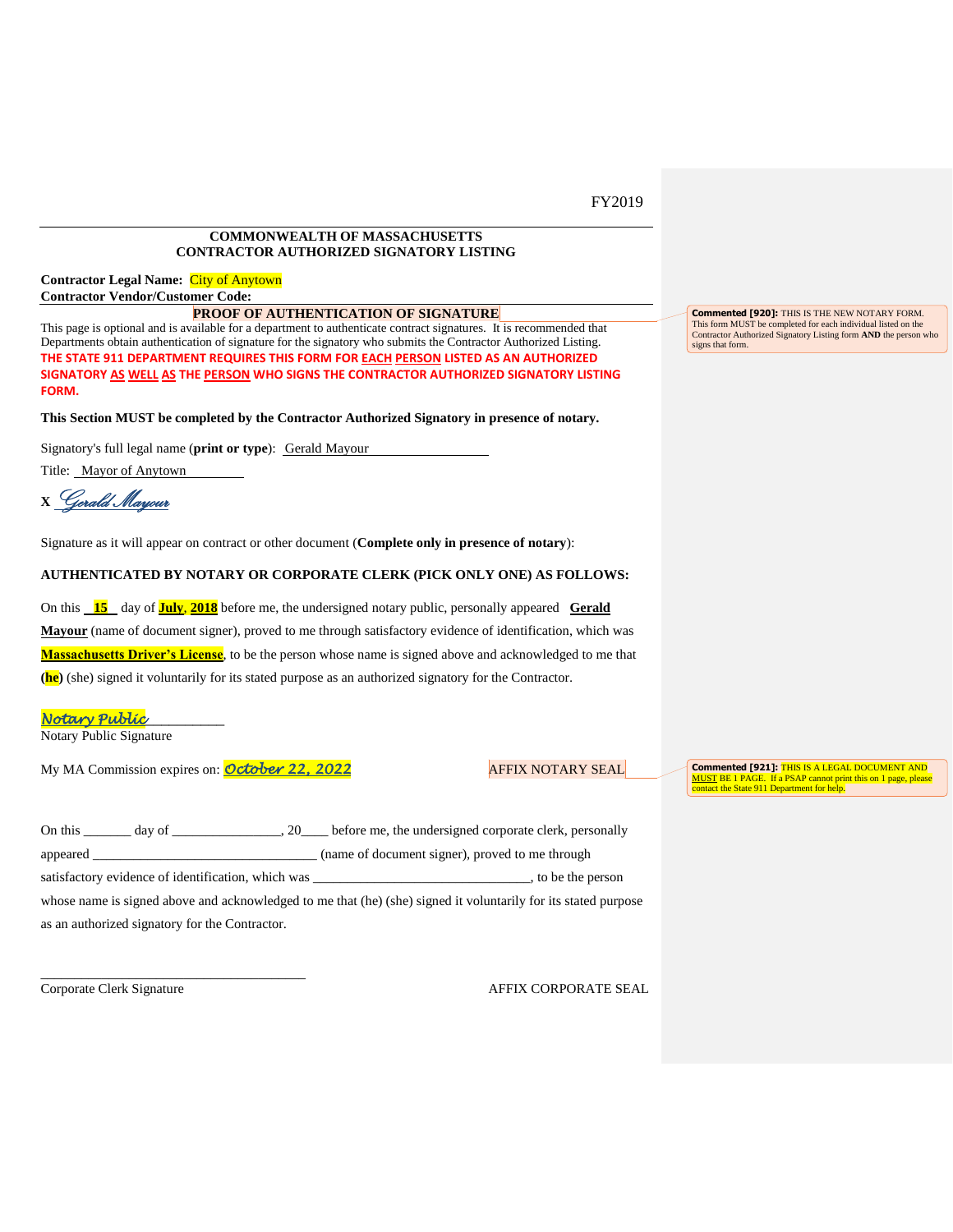FY2019

**COMMONWEALTH OF MASSACHUSETTS**
**CONTRACTOR AUTHORIZED SIGNATORY LISTING**

**Contractor Legal Name:** City of Anytown
**Contractor Vendor/Customer Code:**

**PROOF OF AUTHENTICATION OF SIGNATURE**

This page is optional and is available for a department to authenticate contract signatures. It is recommended that Departments obtain authentication of signature for the signatory who submits the Contractor Authorized Listing.

**THE STATE 911 DEPARTMENT REQUIRES THIS FORM FOR EACH PERSON LISTED AS AN AUTHORIZED SIGNATORY AS WELL AS THE PERSON WHO SIGNS THE CONTRACTOR AUTHORIZED SIGNATORY LISTING FORM.**

**This Section MUST be completed by the Contractor Authorized Signatory in presence of notary.**

Signatory's full legal name (**print or type**): Gerald Mayour

Title: Mayor of Anytown

**X** *Gerald Mayour*

Signature as it will appear on contract or other document (**Complete only in presence of notary**):

**AUTHENTICATED BY NOTARY OR CORPORATE CLERK (PICK ONLY ONE) AS FOLLOWS:**

On this **15** day of **July, 2018** before me, the undersigned notary public, personally appeared **Gerald Mayour** (name of document signer), proved to me through satisfactory evidence of identification, which was **Massachusetts Driver's License**, to be the person whose name is signed above and acknowledged to me that **(he)** (she) signed it voluntarily for its stated purpose as an authorized signatory for the Contractor.

*Notary Public*
Notary Public Signature

My MA Commission expires on: *October 22, 2022*     AFFIX NOTARY SEAL

On this _______ day of ________________, 20____ before me, the undersigned corporate clerk, personally appeared _________________________________ (name of document signer), proved to me through satisfactory evidence of identification, which was _________________________________, to be the person whose name is signed above and acknowledged to me that (he) (she) signed it voluntarily for its stated purpose as an authorized signatory for the Contractor.

_______________________________________
Corporate Clerk Signature     AFFIX CORPORATE SEAL

**Commented [920]:** THIS IS THE NEW NOTARY FORM. This form MUST be completed for each individual listed on the Contractor Authorized Signatory Listing form **AND** the person who signs that form.

**Commented [921]:** THIS IS A LEGAL DOCUMENT AND MUST BE 1 PAGE. If a PSAP cannot print this on 1 page, please contact the State 911 Department for help.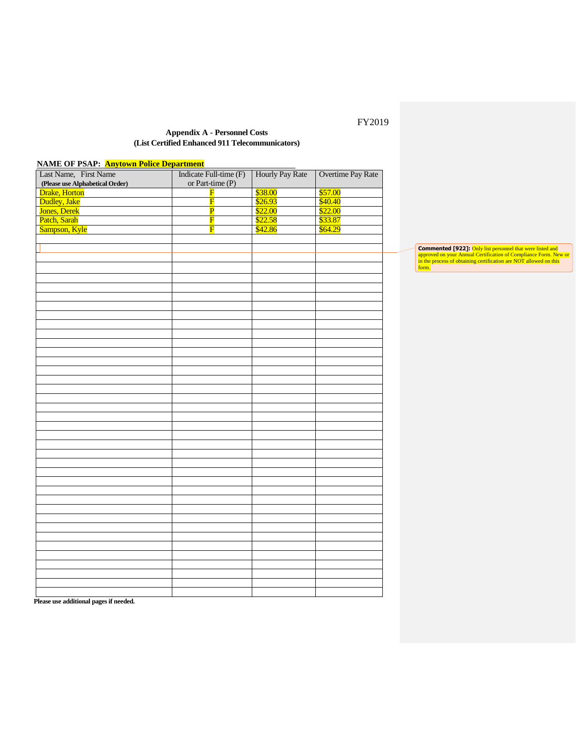FY2019

**Appendix A - Personnel Costs**
**(List Certified Enhanced 911 Telecommunicators)**

**NAME OF PSAP: Anytown Police Department**

| Last Name, First Name **(Please use Alphabetical Order)** | Indicate Full-time (F) or Part-time (P) | Hourly Pay Rate | Overtime Pay Rate |
|---|---|---|---|
| Drake, Horton | F | $38.00 | $57.00 |
| Dudley, Jake | F | $26.93 | $40.40 |
| Jones, Derek | P | $22.00 | $22.00 |
| Patch, Sarah | F | $22.58 | $33.87 |
| Sampson, Kyle | F | $42.86 | $64.29 |
| | | | |
| | | | |
| | | | |
| | | | |
| | | | |
| | | | |
| | | | |
| | | | |
| | | | |
| | | | |
| | | | |
| | | | |
| | | | |
| | | | |
| | | | |
| | | | |
| | | | |
| | | | |
| | | | |
| | | | |
| | | | |
| | | | |
| | | | |
| | | | |
| | | | |
| | | | |
| | | | |
| | | | |
| | | | |
| | | | |
| | | | |
| | | | |
| | | | |
| | | | |
| | | | |
| | | | |

**Please use additional pages if needed.**

**Commented [922]:** Only list personnel that were listed and approved on your Annual Certification of Compliance Form. New or in the process of obtaining certification are NOT allowed on this form.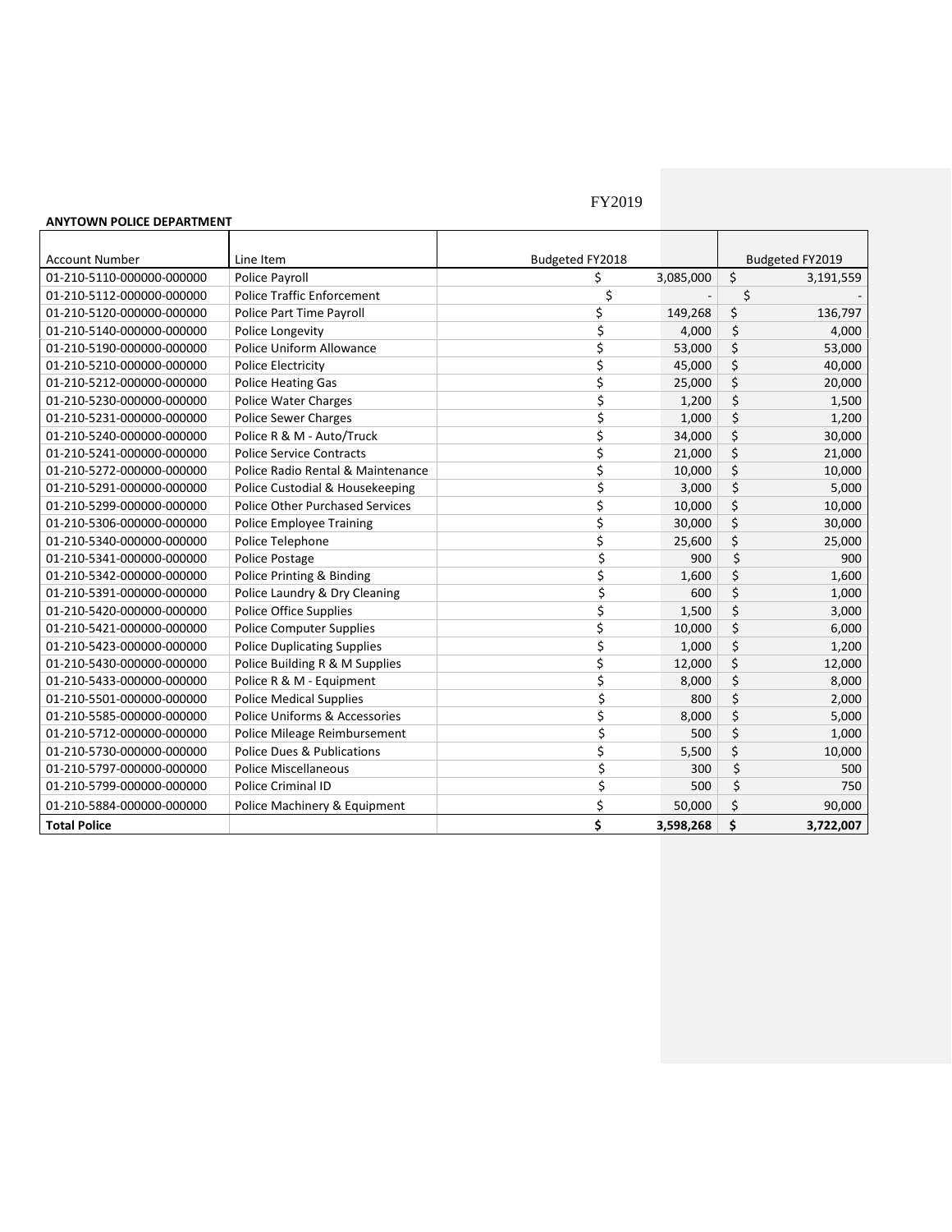FY2019

**ANYTOWN POLICE DEPARTMENT**

| Account Number | Line Item | Budgeted FY2018 | Budgeted FY2019 |
|---|---|---|---|
| 01-210-5110-000000-000000 | Police Payroll | $ 3,085,000 | $ 3,191,559 |
| 01-210-5112-000000-000000 | Police Traffic Enforcement | $ - | $ - |
| 01-210-5120-000000-000000 | Police Part Time Payroll | $ 149,268 | $ 136,797 |
| 01-210-5140-000000-000000 | Police Longevity | $ 4,000 | $ 4,000 |
| 01-210-5190-000000-000000 | Police Uniform Allowance | $ 53,000 | $ 53,000 |
| 01-210-5210-000000-000000 | Police Electricity | $ 45,000 | $ 40,000 |
| 01-210-5212-000000-000000 | Police Heating Gas | $ 25,000 | $ 20,000 |
| 01-210-5230-000000-000000 | Police Water Charges | $ 1,200 | $ 1,500 |
| 01-210-5231-000000-000000 | Police Sewer Charges | $ 1,000 | $ 1,200 |
| 01-210-5240-000000-000000 | Police R & M - Auto/Truck | $ 34,000 | $ 30,000 |
| 01-210-5241-000000-000000 | Police Service Contracts | $ 21,000 | $ 21,000 |
| 01-210-5272-000000-000000 | Police Radio Rental & Maintenance | $ 10,000 | $ 10,000 |
| 01-210-5291-000000-000000 | Police Custodial & Housekeeping | $ 3,000 | $ 5,000 |
| 01-210-5299-000000-000000 | Police Other Purchased Services | $ 10,000 | $ 10,000 |
| 01-210-5306-000000-000000 | Police Employee Training | $ 30,000 | $ 30,000 |
| 01-210-5340-000000-000000 | Police Telephone | $ 25,600 | $ 25,000 |
| 01-210-5341-000000-000000 | Police Postage | $ 900 | $ 900 |
| 01-210-5342-000000-000000 | Police Printing & Binding | $ 1,600 | $ 1,600 |
| 01-210-5391-000000-000000 | Police Laundry & Dry Cleaning | $ 600 | $ 1,000 |
| 01-210-5420-000000-000000 | Police Office Supplies | $ 1,500 | $ 3,000 |
| 01-210-5421-000000-000000 | Police Computer Supplies | $ 10,000 | $ 6,000 |
| 01-210-5423-000000-000000 | Police Duplicating Supplies | $ 1,000 | $ 1,200 |
| 01-210-5430-000000-000000 | Police Building R & M Supplies | $ 12,000 | $ 12,000 |
| 01-210-5433-000000-000000 | Police R & M - Equipment | $ 8,000 | $ 8,000 |
| 01-210-5501-000000-000000 | Police Medical Supplies | $ 800 | $ 2,000 |
| 01-210-5585-000000-000000 | Police Uniforms & Accessories | $ 8,000 | $ 5,000 |
| 01-210-5712-000000-000000 | Police Mileage Reimbursement | $ 500 | $ 1,000 |
| 01-210-5730-000000-000000 | Police Dues & Publications | $ 5,500 | $ 10,000 |
| 01-210-5797-000000-000000 | Police Miscellaneous | $ 300 | $ 500 |
| 01-210-5799-000000-000000 | Police Criminal ID | $ 500 | $ 750 |
| 01-210-5884-000000-000000 | Police Machinery & Equipment | $ 50,000 | $ 90,000 |
| **Total Police** | | **$ 3,598,268** | **$ 3,722,007** |